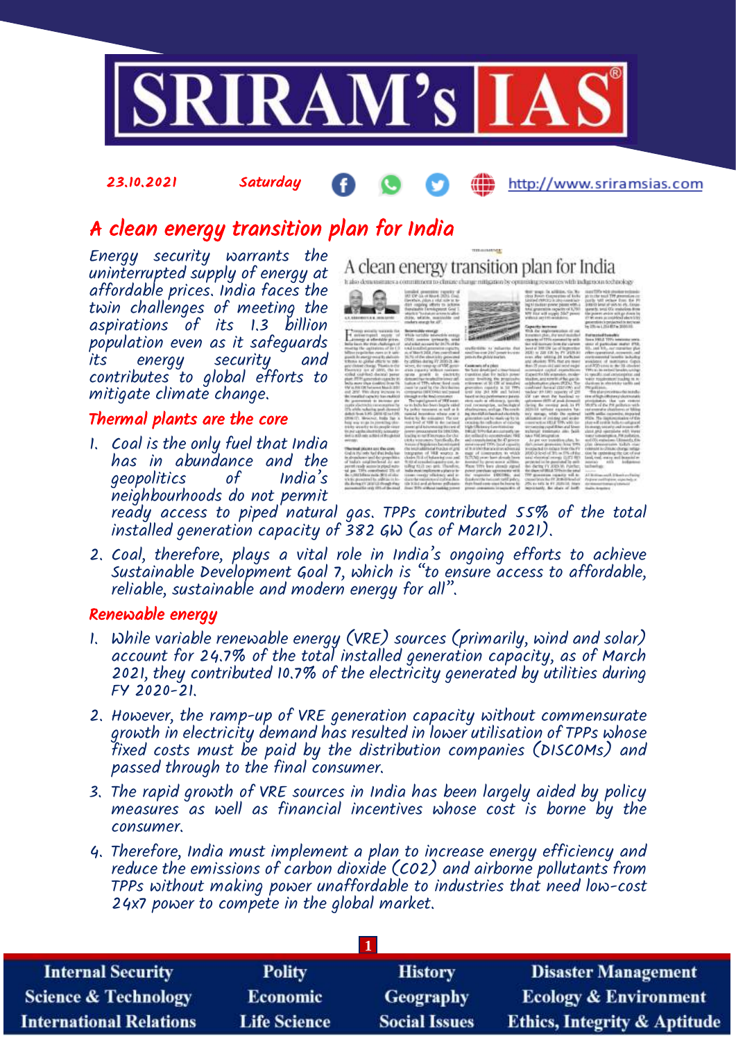23.10.2021 Saturday http://www.sriramsias.com

# A clean energy transition plan for India

Energy security warrants the uninterrupted supply of energy at affordable prices. India faces the twin challenges of meeting the aspirations of its 1.3 billion population even as it safeguards its energy security and contributes to global efforts to mitigate climate change.

## Thermal plants are the core

1. Coal is the only fuel that India has in abundance and the geopolitics of India's neighbourhoods do not permit ready access to piped natural gas. TPPs contributed 55% of the total installed generation capacity of 382 GW (as of March 2021).
2. Coal, therefore, plays a vital role in India's ongoing efforts to achieve Sustainable Development Goal 7, which is "to ensure access to affordable, reliable, sustainable and modern energy for all".

## Renewable energy

1. While variable renewable energy (VRE) sources (primarily, wind and solar) account for 24.7% of the total installed generation capacity, as of March 2021, they contributed 10.7% of the electricity generated by utilities during FY 2020-21.
2. However, the ramp-up of VRE generation capacity without commensurate growth in electricity demand has resulted in lower utilisation of TPPs whose fixed costs must be paid by the distribution companies (DISCOMs) and passed through to the final consumer.
3. The rapid growth of VRE sources in India has been largely aided by policy measures as well as financial incentives whose cost is borne by the consumer.
4. Therefore, India must implement a plan to increase energy efficiency and reduce the emissions of carbon dioxide ($CO_2$) and airborne pollutants from TPPs without making power unaffordable to industries that need low-cost 24x7 power to compete in the global market.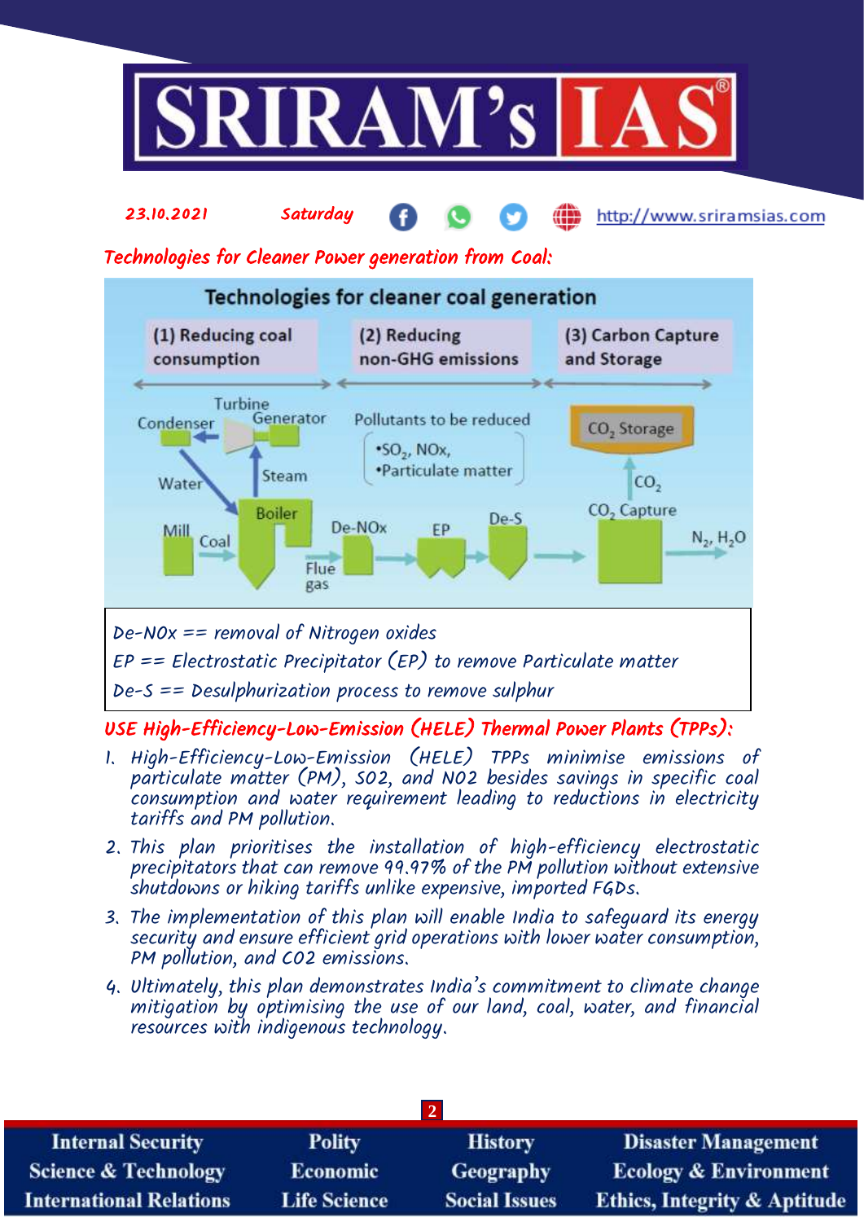23.10.2021 Saturday http://www.sriramsias.com

## Technologies for Cleaner Power generation from Coal:

Technologies for cleaner coal generation

(1) Reducing coal consumption
(2) Reducing non-GHG emissions
(3) Carbon Capture and Storage

Turbine
Condenser
Generator
Water
Steam
Boiler
Mill
Coal
Flue gas
Pollutants to be reduced
•$SO_2$, NOx,
•Particulate matter
De-NOx
EP
De-S
$CO_2$ Storage
$CO_2$
$CO_2$ Capture
$N_2$, $H_2O$

*De-NOx == removal of Nitrogen oxides*

*EP == Electrostatic Precipitator (EP) to remove Particulate matter*

*De-S == Desulphurization process to remove sulphur*

## USE High-Efficiency-Low-Emission (HELE) Thermal Power Plants (TPPs):

1. *High-Efficiency-Low-Emission (HELE) TPPs minimise emissions of particulate matter (PM), SO2, and NO2 besides savings in specific coal consumption and water requirement leading to reductions in electricity tariffs and PM pollution.*
2. *This plan prioritises the installation of high-efficiency electrostatic precipitators that can remove 99.97% of the PM pollution without extensive shutdowns or hiking tariffs unlike expensive, imported FGDs.*
3. *The implementation of this plan will enable India to safeguard its energy security and ensure efficient grid operations with lower water consumption, PM pollution, and CO2 emissions.*
4. *Ultimately, this plan demonstrates India's commitment to climate change mitigation by optimising the use of our land, coal, water, and financial resources with indigenous technology.*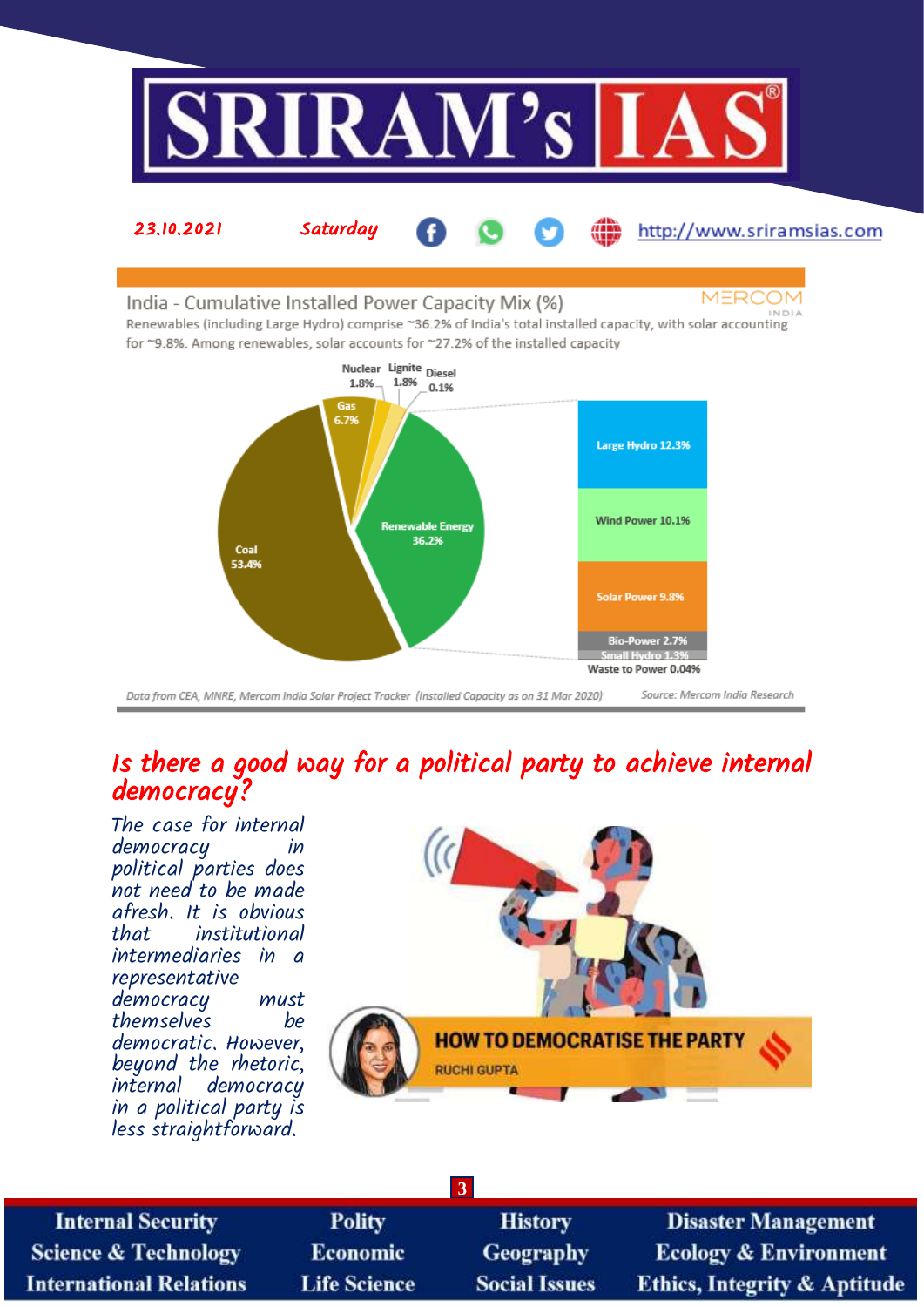23.10.2021 Saturday http://www.sriramsias.com

India - Cumulative Installed Power Capacity Mix (%)

MERCOM INDIA

Renewables (including Large Hydro) comprise ~36.2% of India's total installed capacity, with solar accounting for ~9.8%. Among renewables, solar accounts for ~27.2% of the installed capacity

Nuclear 1.8%
Lignite 1.8%
Diesel 0.1%
Gas 6.7%
Coal 53.4%
Renewable Energy 36.2%
Large Hydro 12.3%
Wind Power 10.1%
Solar Power 9.8%
Bio-Power 2.7%
Small Hydro 1.3%
Waste to Power 0.04%

*Data from CEA, MNRE, Mercom India Solar Project Tracker (Installed Capacity as on 31 Mar 2020)*

*Source: Mercom India Research*

## Is there a good way for a political party to achieve internal democracy?

HOW TO DEMOCRATISE THE PARTY

RUCHI GUPTA

The case for internal democracy in political parties does not need to be made afresh. It is obvious that institutional intermediaries in a representative democracy must themselves be democratic. However, beyond the rhetoric, internal democracy in a political party is less straightforward.

Internal Security | Polity | History | Disaster Management
Science & Technology | Economic | Geography | Ecology & Environment
International Relations | Life Science | Social Issues | Ethics, Integrity & Aptitude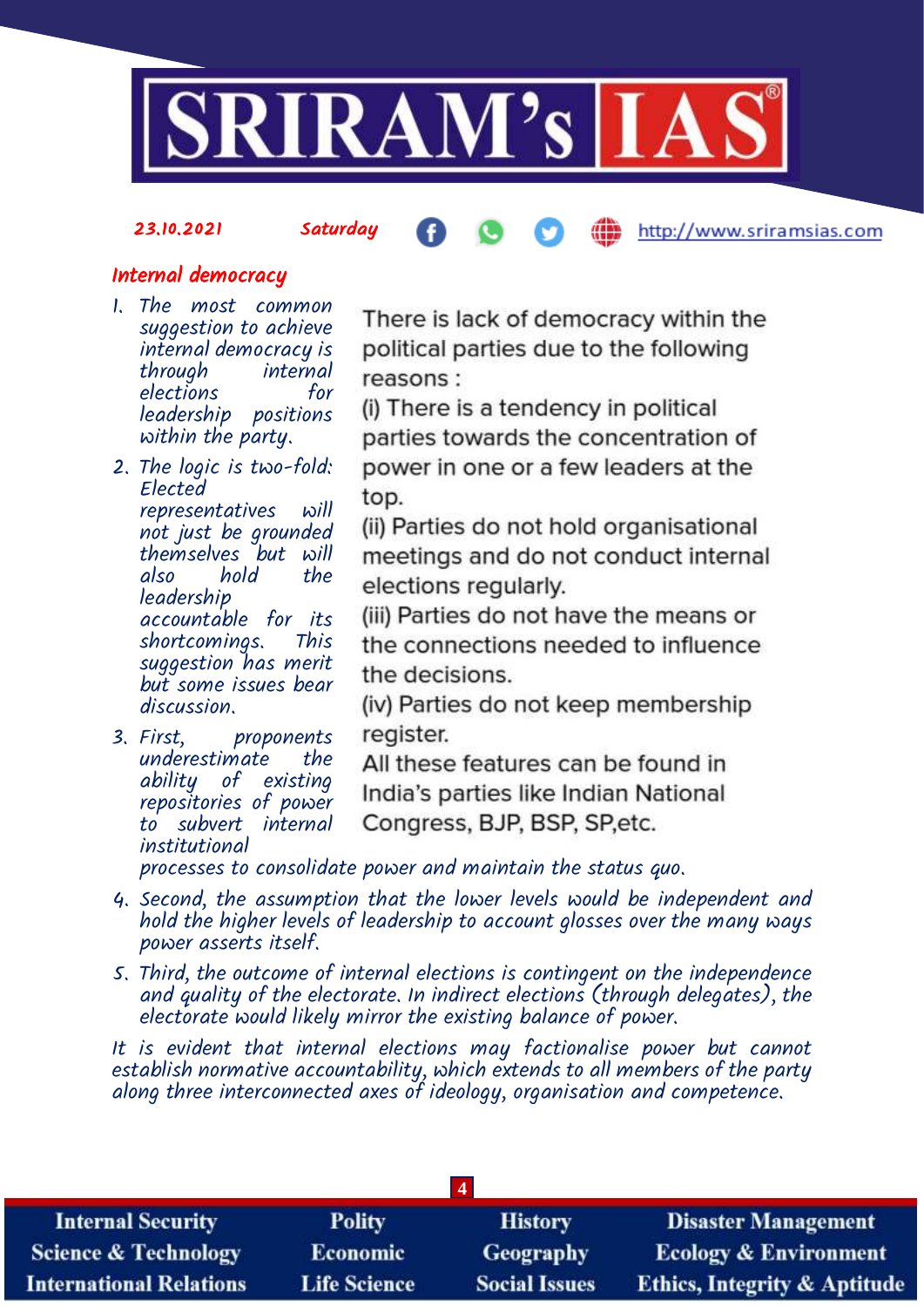## Internal democracy

1. The most common suggestion to achieve internal democracy is through internal elections for leadership positions within the party.
2. The logic is two-fold: Elected representatives will not just be grounded themselves but will also hold the leadership accountable for its shortcomings. This suggestion has merit but some issues bear discussion.
3. First, proponents underestimate the ability of existing repositories of power to subvert internal institutional processes to consolidate power and maintain the status quo.
4. Second, the assumption that the lower levels would be independent and hold the higher levels of leadership to account glosses over the many ways power asserts itself.
5. Third, the outcome of internal elections is contingent on the independence and quality of the electorate. In indirect elections (through delegates), the electorate would likely mirror the existing balance of power.

There is lack of democracy within the political parties due to the following reasons :

(i) There is a tendency in political parties towards the concentration of power in one or a few leaders at the top.

(ii) Parties do not hold organisational meetings and do not conduct internal elections regularly.

(iii) Parties do not have the means or the connections needed to influence the decisions.

(iv) Parties do not keep membership register.

All these features can be found in India's parties like Indian National Congress, BJP, BSP, SP,etc.

*It is evident that internal elections may factionalise power but cannot establish normative accountability, which extends to all members of the party along three interconnected axes of ideology, organisation and competence.*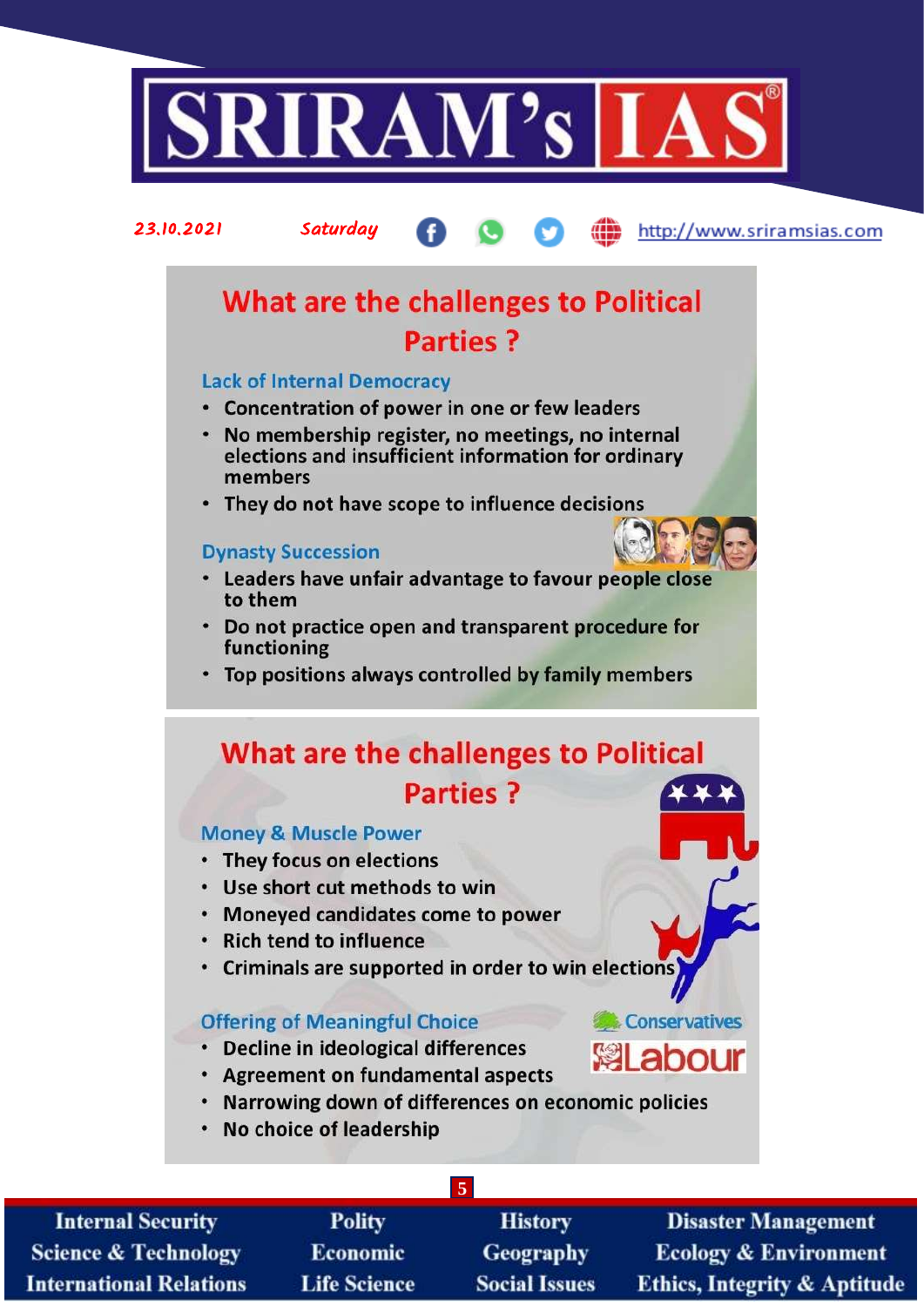## What are the challenges to Political Parties ?

### Lack of Internal Democracy

- Concentration of power in one or few leaders
- No membership register, no meetings, no internal elections and insufficient information for ordinary members
- They do not have scope to influence decisions

### Dynasty Succession

- Leaders have unfair advantage to favour people close to them
- Do not practice open and transparent procedure for functioning
- Top positions always controlled by family members

## What are the challenges to Political Parties ?

### Money & Muscle Power

- They focus on elections
- Use short cut methods to win
- Moneyed candidates come to power
- Rich tend to influence
- Criminals are supported in order to win elections

### Offering of Meaningful Choice

Conservatives

Labour

- Decline in ideological differences
- Agreement on fundamental aspects
- Narrowing down of differences on economic policies
- No choice of leadership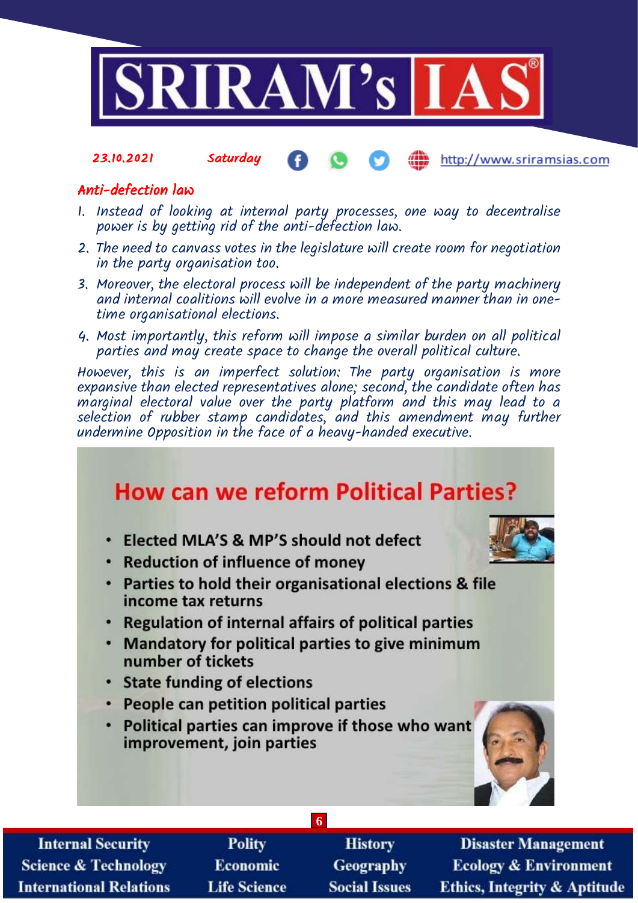## Anti-defection law

1. Instead of looking at internal party processes, one way to decentralise power is by getting rid of the anti-defection law.
2. The need to canvass votes in the legislature will create room for negotiation in the party organisation too.
3. Moreover, the electoral process will be independent of the party machinery and internal coalitions will evolve in a more measured manner than in one-time organisational elections.
4. Most importantly, this reform will impose a similar burden on all political parties and may create space to change the overall political culture.

However, this is an imperfect solution: The party organisation is more expansive than elected representatives alone; second, the candidate often has marginal electoral value over the party platform and this may lead to a selection of rubber stamp candidates, and this amendment may further undermine Opposition in the face of a heavy-handed executive.

## How can we reform Political Parties?

- Elected MLA'S & MP'S should not defect
- Reduction of influence of money
- Parties to hold their organisational elections & file income tax returns
- Regulation of internal affairs of political parties
- Mandatory for political parties to give minimum number of tickets
- State funding of elections
- People can petition political parties
- Political parties can improve if those who want improvement, join parties